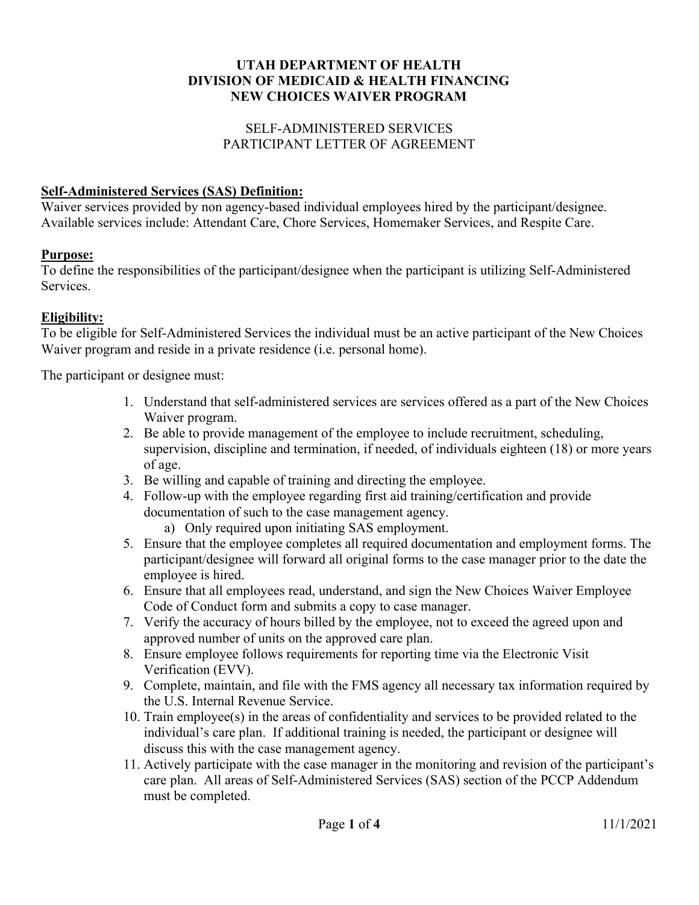**UTAH DEPARTMENT OF HEALTH**
**DIVISION OF MEDICAID & HEALTH FINANCING**
**NEW CHOICES WAIVER PROGRAM**

SELF-ADMINISTERED SERVICES
PARTICIPANT LETTER OF AGREEMENT

**Self-Administered Services (SAS) Definition:**
Waiver services provided by non agency-based individual employees hired by the participant/designee. Available services include: Attendant Care, Chore Services, Homemaker Services, and Respite Care.

**Purpose:**
To define the responsibilities of the participant/designee when the participant is utilizing Self-Administered Services.

**Eligibility:**
To be eligible for Self-Administered Services the individual must be an active participant of the New Choices Waiver program and reside in a private residence (i.e. personal home).

The participant or designee must:

1. Understand that self-administered services are services offered as a part of the New Choices Waiver program.
2. Be able to provide management of the employee to include recruitment, scheduling, supervision, discipline and termination, if needed, of individuals eighteen (18) or more years of age.
3. Be willing and capable of training and directing the employee.
4. Follow-up with the employee regarding first aid training/certification and provide documentation of such to the case management agency.
    a) Only required upon initiating SAS employment.
5. Ensure that the employee completes all required documentation and employment forms. The participant/designee will forward all original forms to the case manager prior to the date the employee is hired.
6. Ensure that all employees read, understand, and sign the New Choices Waiver Employee Code of Conduct form and submits a copy to case manager.
7. Verify the accuracy of hours billed by the employee, not to exceed the agreed upon and approved number of units on the approved care plan.
8. Ensure employee follows requirements for reporting time via the Electronic Visit Verification (EVV).
9. Complete, maintain, and file with the FMS agency all necessary tax information required by the U.S. Internal Revenue Service.
10. Train employee(s) in the areas of confidentiality and services to be provided related to the individual's care plan. If additional training is needed, the participant or designee will discuss this with the case management agency.
11. Actively participate with the case manager in the monitoring and revision of the participant's care plan. All areas of Self-Administered Services (SAS) section of the PCCP Addendum must be completed.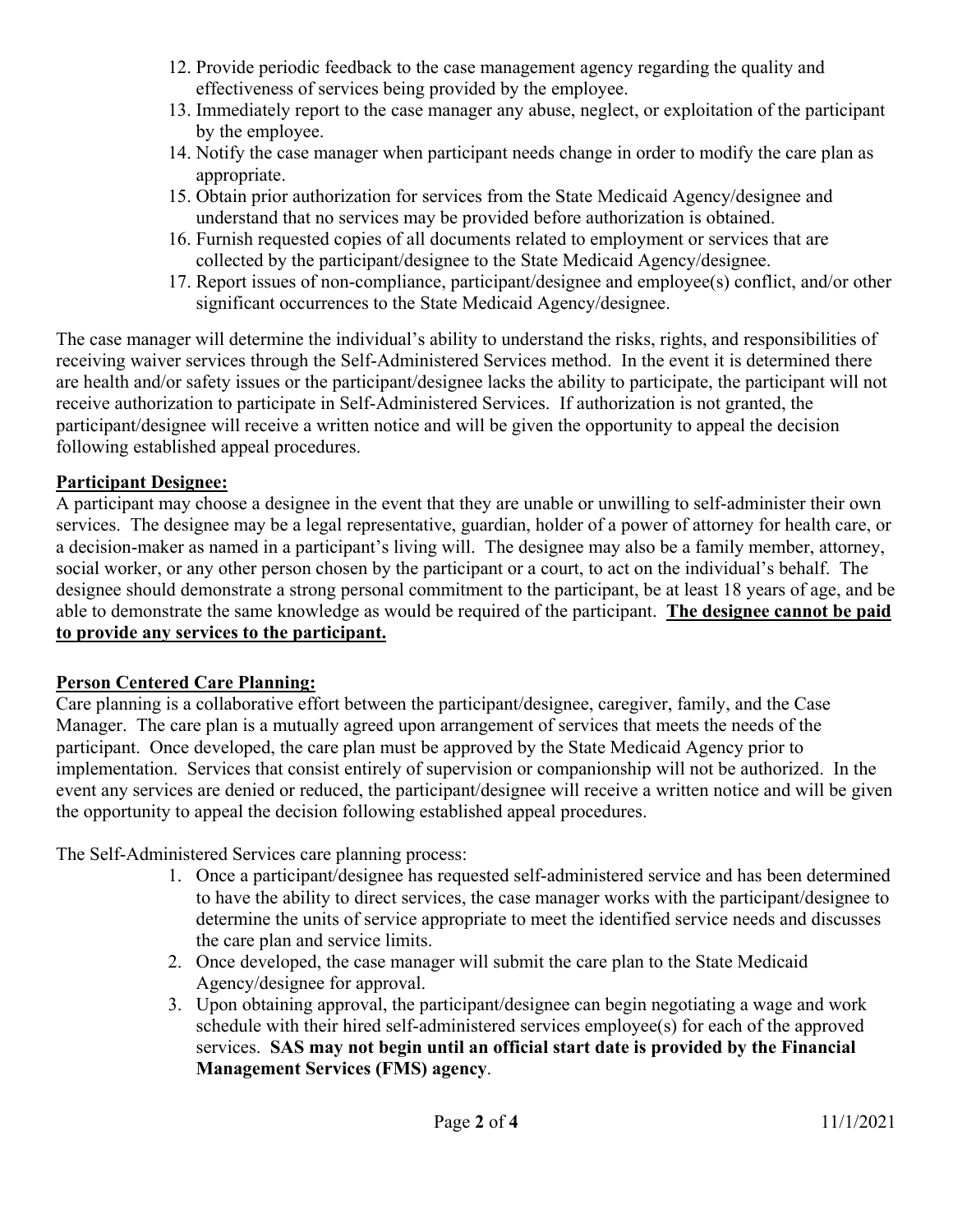12. Provide periodic feedback to the case management agency regarding the quality and effectiveness of services being provided by the employee.
13. Immediately report to the case manager any abuse, neglect, or exploitation of the participant by the employee.
14. Notify the case manager when participant needs change in order to modify the care plan as appropriate.
15. Obtain prior authorization for services from the State Medicaid Agency/designee and understand that no services may be provided before authorization is obtained.
16. Furnish requested copies of all documents related to employment or services that are collected by the participant/designee to the State Medicaid Agency/designee.
17. Report issues of non-compliance, participant/designee and employee(s) conflict, and/or other significant occurrences to the State Medicaid Agency/designee.

The case manager will determine the individual's ability to understand the risks, rights, and responsibilities of receiving waiver services through the Self-Administered Services method. In the event it is determined there are health and/or safety issues or the participant/designee lacks the ability to participate, the participant will not receive authorization to participate in Self-Administered Services. If authorization is not granted, the participant/designee will receive a written notice and will be given the opportunity to appeal the decision following established appeal procedures.

**Participant Designee:**

A participant may choose a designee in the event that they are unable or unwilling to self-administer their own services. The designee may be a legal representative, guardian, holder of a power of attorney for health care, or a decision-maker as named in a participant's living will. The designee may also be a family member, attorney, social worker, or any other person chosen by the participant or a court, to act on the individual's behalf. The designee should demonstrate a strong personal commitment to the participant, be at least 18 years of age, and be able to demonstrate the same knowledge as would be required of the participant. **The designee cannot be paid to provide any services to the participant.**

**Person Centered Care Planning:**

Care planning is a collaborative effort between the participant/designee, caregiver, family, and the Case Manager. The care plan is a mutually agreed upon arrangement of services that meets the needs of the participant. Once developed, the care plan must be approved by the State Medicaid Agency prior to implementation. Services that consist entirely of supervision or companionship will not be authorized. In the event any services are denied or reduced, the participant/designee will receive a written notice and will be given the opportunity to appeal the decision following established appeal procedures.

The Self-Administered Services care planning process:

1. Once a participant/designee has requested self-administered service and has been determined to have the ability to direct services, the case manager works with the participant/designee to determine the units of service appropriate to meet the identified service needs and discusses the care plan and service limits.
2. Once developed, the case manager will submit the care plan to the State Medicaid Agency/designee for approval.
3. Upon obtaining approval, the participant/designee can begin negotiating a wage and work schedule with their hired self-administered services employee(s) for each of the approved services. **SAS may not begin until an official start date is provided by the Financial Management Services (FMS) agency**.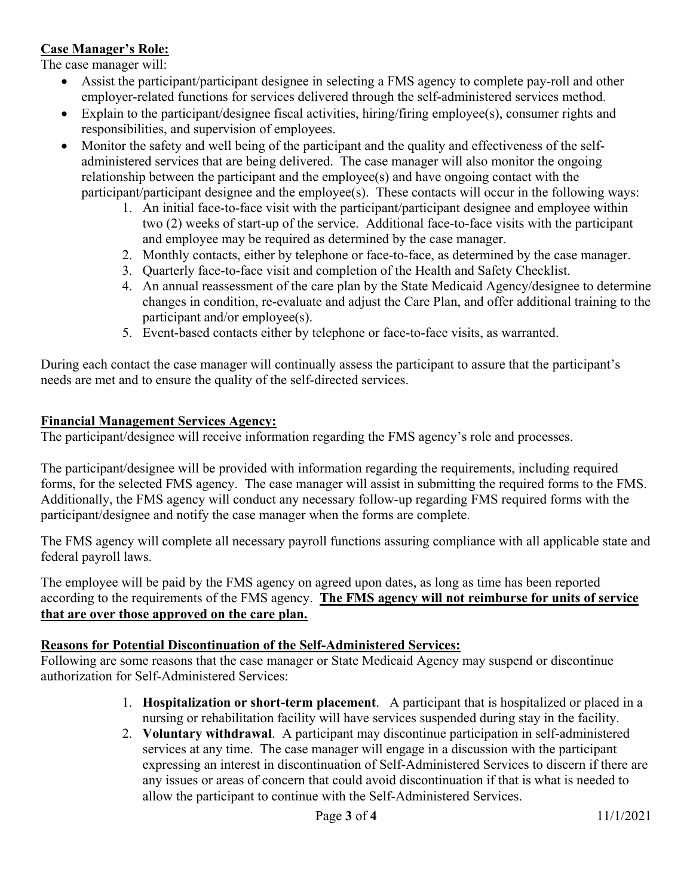**Case Manager's Role:**

The case manager will:

- Assist the participant/participant designee in selecting a FMS agency to complete pay-roll and other employer-related functions for services delivered through the self-administered services method.
- Explain to the participant/designee fiscal activities, hiring/firing employee(s), consumer rights and responsibilities, and supervision of employees.
- Monitor the safety and well being of the participant and the quality and effectiveness of the self-administered services that are being delivered. The case manager will also monitor the ongoing relationship between the participant and the employee(s) and have ongoing contact with the participant/participant designee and the employee(s). These contacts will occur in the following ways:
    1. An initial face-to-face visit with the participant/participant designee and employee within two (2) weeks of start-up of the service. Additional face-to-face visits with the participant and employee may be required as determined by the case manager.
    2. Monthly contacts, either by telephone or face-to-face, as determined by the case manager.
    3. Quarterly face-to-face visit and completion of the Health and Safety Checklist.
    4. An annual reassessment of the care plan by the State Medicaid Agency/designee to determine changes in condition, re-evaluate and adjust the Care Plan, and offer additional training to the participant and/or employee(s).
    5. Event-based contacts either by telephone or face-to-face visits, as warranted.

During each contact the case manager will continually assess the participant to assure that the participant's needs are met and to ensure the quality of the self-directed services.

**Financial Management Services Agency:**

The participant/designee will receive information regarding the FMS agency's role and processes.

The participant/designee will be provided with information regarding the requirements, including required forms, for the selected FMS agency. The case manager will assist in submitting the required forms to the FMS. Additionally, the FMS agency will conduct any necessary follow-up regarding FMS required forms with the participant/designee and notify the case manager when the forms are complete.

The FMS agency will complete all necessary payroll functions assuring compliance with all applicable state and federal payroll laws.

The employee will be paid by the FMS agency on agreed upon dates, as long as time has been reported according to the requirements of the FMS agency. **The FMS agency will not reimburse for units of service that are over those approved on the care plan.**

**Reasons for Potential Discontinuation of the Self-Administered Services:**

Following are some reasons that the case manager or State Medicaid Agency may suspend or discontinue authorization for Self-Administered Services:

1. **Hospitalization or short-term placement**. A participant that is hospitalized or placed in a nursing or rehabilitation facility will have services suspended during stay in the facility.
2. **Voluntary withdrawal**. A participant may discontinue participation in self-administered services at any time. The case manager will engage in a discussion with the participant expressing an interest in discontinuation of Self-Administered Services to discern if there are any issues or areas of concern that could avoid discontinuation if that is what is needed to allow the participant to continue with the Self-Administered Services.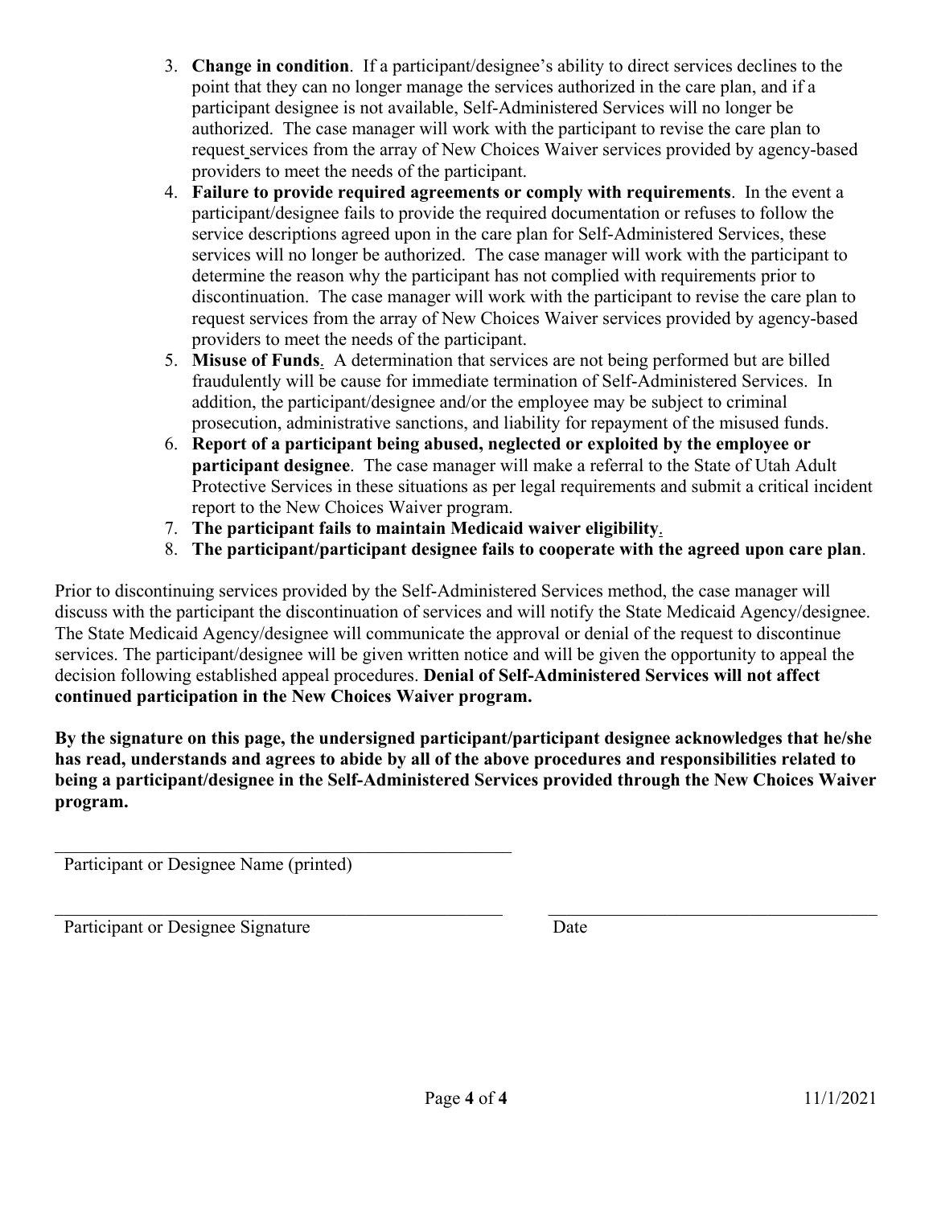3. **Change in condition**. If a participant/designee's ability to direct services declines to the point that they can no longer manage the services authorized in the care plan, and if a participant designee is not available, Self-Administered Services will no longer be authorized. The case manager will work with the participant to revise the care plan to request services from the array of New Choices Waiver services provided by agency-based providers to meet the needs of the participant.
4. **Failure to provide required agreements or comply with requirements**. In the event a participant/designee fails to provide the required documentation or refuses to follow the service descriptions agreed upon in the care plan for Self-Administered Services, these services will no longer be authorized. The case manager will work with the participant to determine the reason why the participant has not complied with requirements prior to discontinuation. The case manager will work with the participant to revise the care plan to request services from the array of New Choices Waiver services provided by agency-based providers to meet the needs of the participant.
5. **Misuse of Funds**. A determination that services are not being performed but are billed fraudulently will be cause for immediate termination of Self-Administered Services. In addition, the participant/designee and/or the employee may be subject to criminal prosecution, administrative sanctions, and liability for repayment of the misused funds.
6. **Report of a participant being abused, neglected or exploited by the employee or participant designee**. The case manager will make a referral to the State of Utah Adult Protective Services in these situations as per legal requirements and submit a critical incident report to the New Choices Waiver program.
7. **The participant fails to maintain Medicaid waiver eligibility**.
8. **The participant/participant designee fails to cooperate with the agreed upon care plan**.

Prior to discontinuing services provided by the Self-Administered Services method, the case manager will discuss with the participant the discontinuation of services and will notify the State Medicaid Agency/designee. The State Medicaid Agency/designee will communicate the approval or denial of the request to discontinue services. The participant/designee will be given written notice and will be given the opportunity to appeal the decision following established appeal procedures. **Denial of Self-Administered Services will not affect continued participation in the New Choices Waiver program.**

**By the signature on this page, the undersigned participant/participant designee acknowledges that he/she has read, understands and agrees to abide by all of the above procedures and responsibilities related to being a participant/designee in the Self-Administered Services provided through the New Choices Waiver program.**

\_\_\_\_\_\_\_\_\_\_\_\_\_\_\_\_\_\_\_\_\_\_\_\_\_\_\_\_\_\_\_\_\_\_\_\_\_\_\_\_\_\_\_\_\_\_
Participant or Designee Name (printed)

\_\_\_\_\_\_\_\_\_\_\_\_\_\_\_\_\_\_\_\_\_\_\_\_\_\_\_\_\_\_\_\_\_\_\_\_\_\_\_\_\_\_\_\_\_\_ \_\_\_\_\_\_\_\_\_\_\_\_\_\_\_\_\_\_\_\_\_\_\_\_\_\_\_\_\_\_\_\_
Participant or Designee Signature Date

11/1/2021